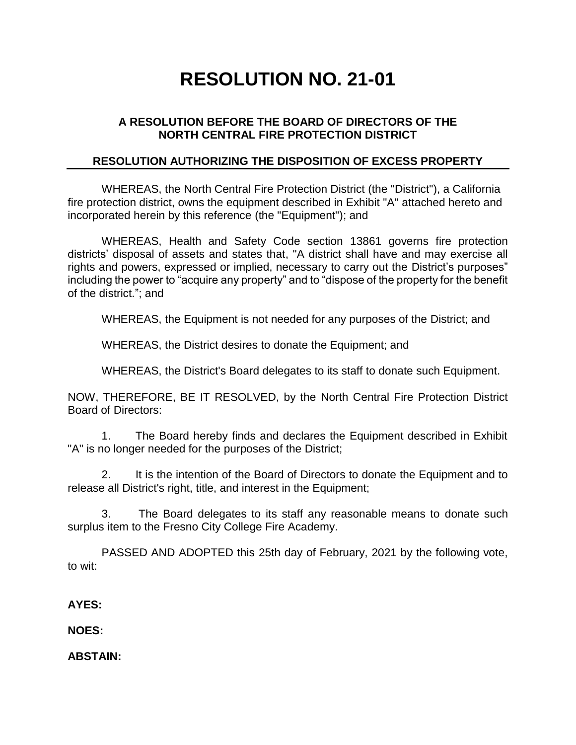# RESOLUTION NO. 21-01

### A RESOLUTION BEFORE THE BOARD OF DIRECTORS OF THE NORTH CENTRAL FIRE PROTECTION DISTRICT

### RESOLUTION AUTHORIZING THE DISPOSITION OF EXCESS PROPERTY

WHEREAS, the North Central Fire Protection District (the "District"), a California fire protection district, owns the equipment described in Exhibit "A" attached hereto and incorporated herein by this reference (the "Equipment"); and

WHEREAS, Health and Safety Code section 13861 governs fire protection districts' disposal of assets and states that, "A district shall have and may exercise all rights and powers, expressed or implied, necessary to carry out the District's purposes" including the power to "acquire any property" and to "dispose of the property for the benefit of the district."; and

WHEREAS, the Equipment is not needed for any purposes of the District; and

WHEREAS, the District desires to donate the Equipment; and

WHEREAS, the District's Board delegates to its staff to donate such Equipment.

NOW, THEREFORE, BE IT RESOLVED, by the North Central Fire Protection District Board of Directors:

1. The Board hereby finds and declares the Equipment described in Exhibit "A" is no longer needed for the purposes of the District;

2. It is the intention of the Board of Directors to donate the Equipment and to release all District's right, title, and interest in the Equipment;

3. The Board delegates to its staff any reasonable means to donate such surplus item to the Fresno City College Fire Academy.

PASSED AND ADOPTED this 25th day of February, 2021 by the following vote, to wit:

**AYES:**

**NOES:**

**ABSTAIN:**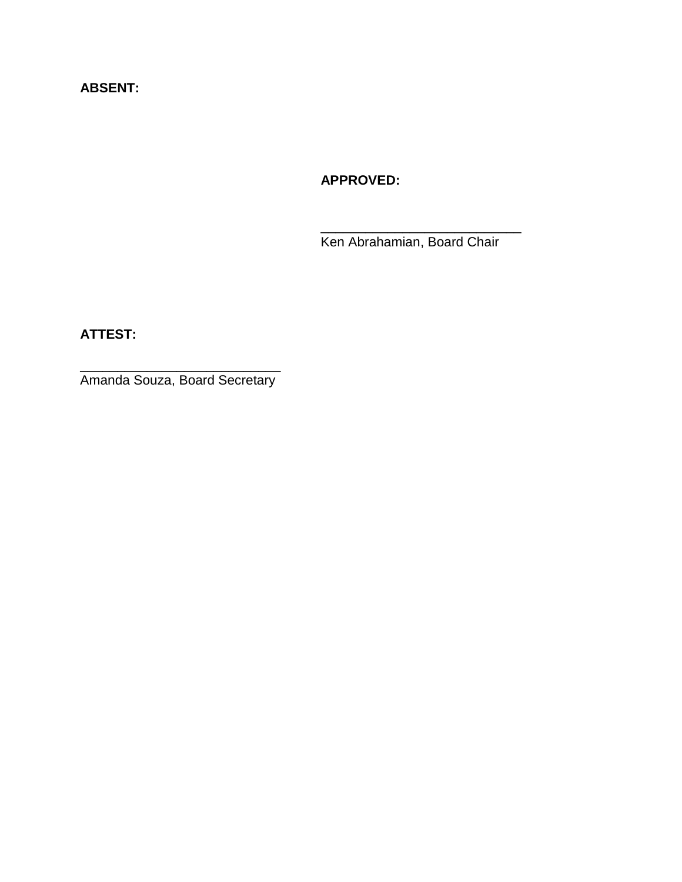**ABSENT:**

**APPROVED:**

___________________________
Ken Abrahamian, Board Chair

**ATTEST:**

___________________________
Amanda Souza, Board Secretary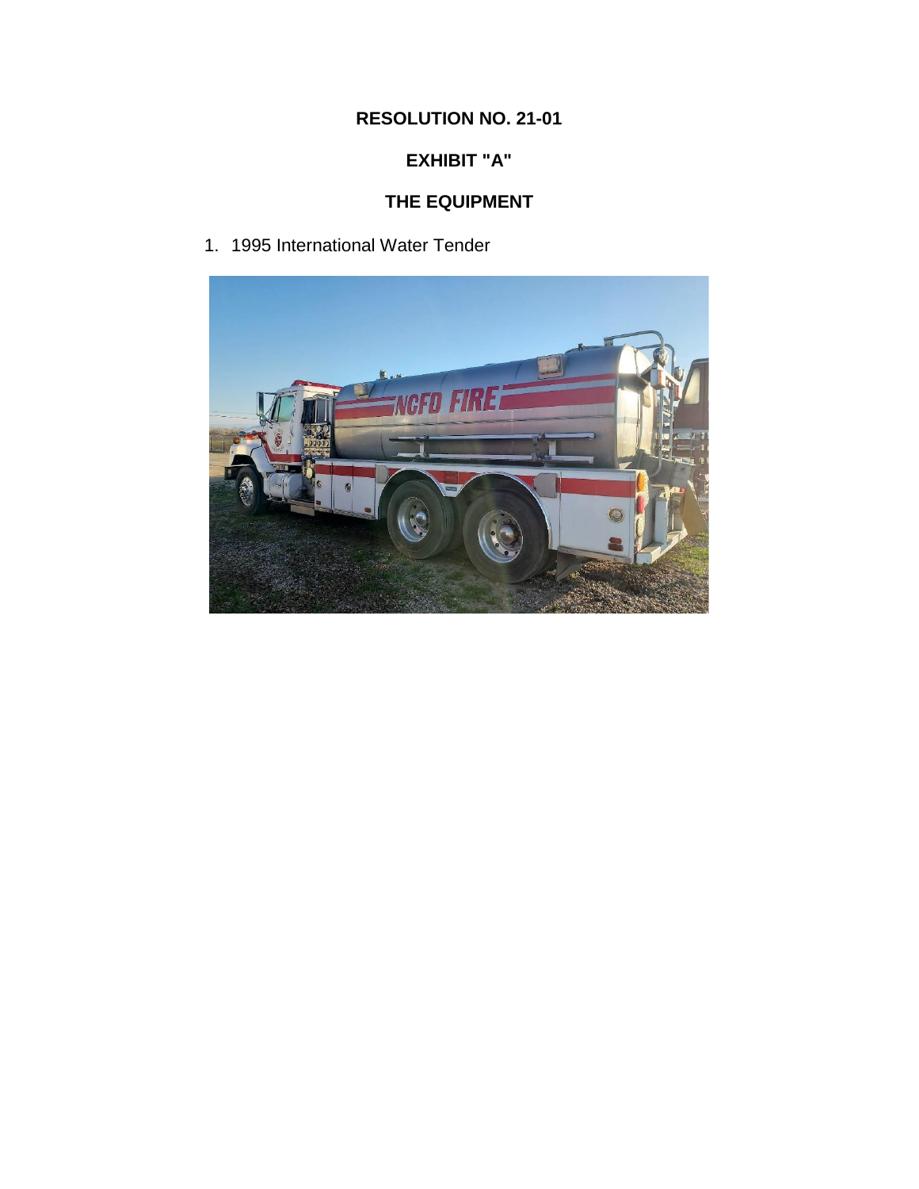**RESOLUTION NO. 21-01**

**EXHIBIT "A"**

**THE EQUIPMENT**

1. 1995 International Water Tender